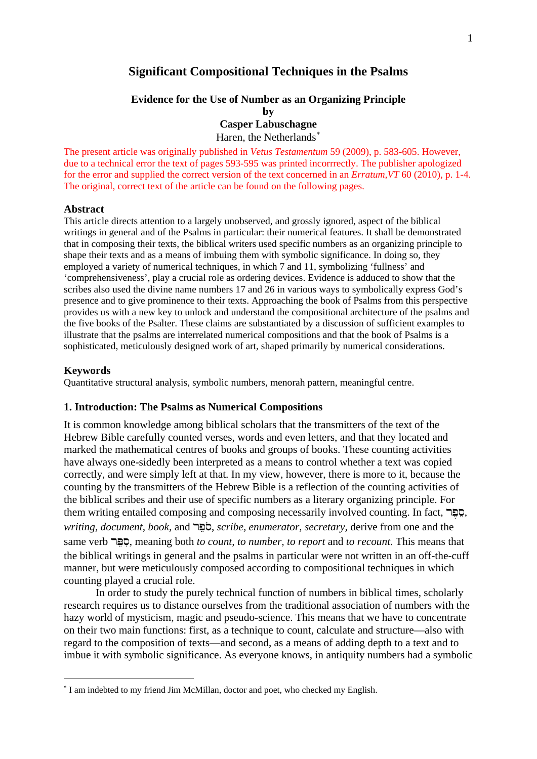# Significant Compositional Techniques in the Psalms

## Evidence for the Use of Number as an Organizing Principle

**by**

**Casper Labuschagne**

Haren, the Netherlands*

The present article was originally published in *Vetus Testamentum* 59 (2009), p. 583-605. However, due to a technical error the text of pages 593-595 was printed incorrrectly. The publisher apologized for the error and supplied the correct version of the text concerned in an *Erratum,VT* 60 (2010), p. 1-4. The original, correct text of the article can be found on the following pages.

### Abstract

This article directs attention to a largely unobserved, and grossly ignored, aspect of the biblical writings in general and of the Psalms in particular: their numerical features. It shall be demonstrated that in composing their texts, the biblical writers used specific numbers as an organizing principle to shape their texts and as a means of imbuing them with symbolic significance. In doing so, they employed a variety of numerical techniques, in which 7 and 11, symbolizing 'fullness' and 'comprehensiveness', play a crucial role as ordering devices. Evidence is adduced to show that the scribes also used the divine name numbers 17 and 26 in various ways to symbolically express God's presence and to give prominence to their texts. Approaching the book of Psalms from this perspective provides us with a new key to unlock and understand the compositional architecture of the psalms and the five books of the Psalter. These claims are substantiated by a discussion of sufficient examples to illustrate that the psalms are interrelated numerical compositions and that the book of Psalms is a sophisticated, meticulously designed work of art, shaped primarily by numerical considerations.

### Keywords

Quantitative structural analysis, symbolic numbers, menorah pattern, meaningful centre.

### 1. Introduction: The Psalms as Numerical Compositions

It is common knowledge among biblical scholars that the transmitters of the text of the Hebrew Bible carefully counted verses, words and even letters, and that they located and marked the mathematical centres of books and groups of books. These counting activities have always one-sidedly been interpreted as a means to control whether a text was copied correctly, and were simply left at that. In my view, however, there is more to it, because the counting by the transmitters of the Hebrew Bible is a reflection of the counting activities of the biblical scribes and their use of specific numbers as a literary organizing principle. For them writing entailed composing and composing necessarily involved counting. In fact, סֵפֶר, *writing*, *document*, *book*, and סֹפֵר, *scribe*, *enumerator*, *secretary*, derive from one and the same verb סָפַר, meaning both *to count*, *to number*, *to report* and *to recount*. This means that the biblical writings in general and the psalms in particular were not written in an off-the-cuff manner, but were meticulously composed according to compositional techniques in which counting played a crucial role.

In order to study the purely technical function of numbers in biblical times, scholarly research requires us to distance ourselves from the traditional association of numbers with the hazy world of mysticism, magic and pseudo-science. This means that we have to concentrate on their two main functions: first, as a technique to count, calculate and structure—also with regard to the composition of texts—and second, as a means of adding depth to a text and to imbue it with symbolic significance. As everyone knows, in antiquity numbers had a symbolic

* I am indebted to my friend Jim McMillan, doctor and poet, who checked my English.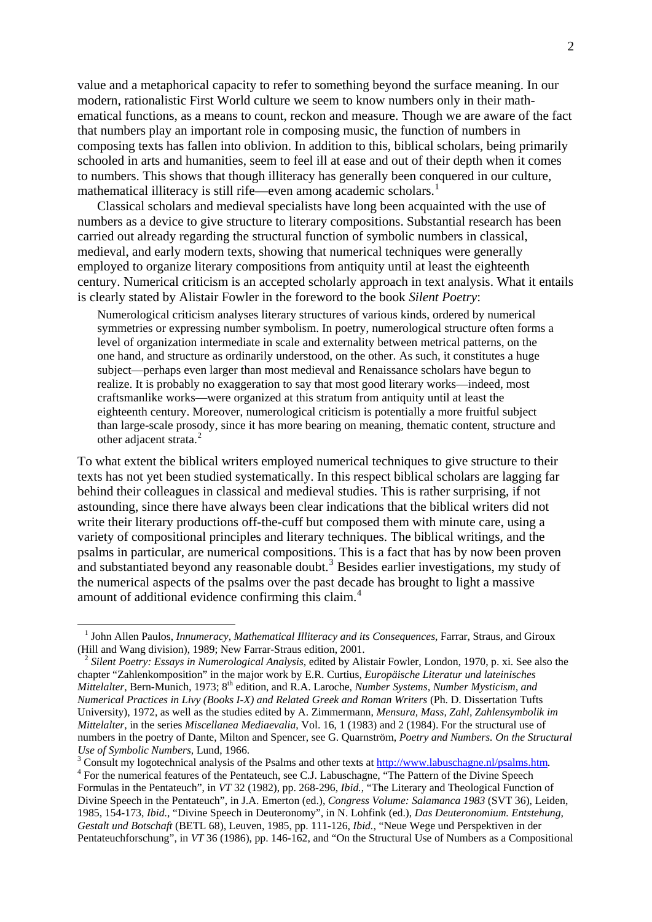value and a metaphorical capacity to refer to something beyond the surface meaning. In our modern, rationalistic First World culture we seem to know numbers only in their mathematical functions, as a means to count, reckon and measure. Though we are aware of the fact that numbers play an important role in composing music, the function of numbers in composing texts has fallen into oblivion. In addition to this, biblical scholars, being primarily schooled in arts and humanities, seem to feel ill at ease and out of their depth when it comes to numbers. This shows that though illiteracy has generally been conquered in our culture, mathematical illiteracy is still rife—even among academic scholars.[1]

Classical scholars and medieval specialists have long been acquainted with the use of numbers as a device to give structure to literary compositions. Substantial research has been carried out already regarding the structural function of symbolic numbers in classical, medieval, and early modern texts, showing that numerical techniques were generally employed to organize literary compositions from antiquity until at least the eighteenth century. Numerical criticism is an accepted scholarly approach in text analysis. What it entails is clearly stated by Alistair Fowler in the foreword to the book *Silent Poetry*:

> Numerological criticism analyses literary structures of various kinds, ordered by numerical symmetries or expressing number symbolism. In poetry, numerological structure often forms a level of organization intermediate in scale and externality between metrical patterns, on the one hand, and structure as ordinarily understood, on the other. As such, it constitutes a huge subject—perhaps even larger than most medieval and Renaissance scholars have begun to realize. It is probably no exaggeration to say that most good literary works—indeed, most craftsmanlike works—were organized at this stratum from antiquity until at least the eighteenth century. Moreover, numerological criticism is potentially a more fruitful subject than large-scale prosody, since it has more bearing on meaning, thematic content, structure and other adjacent strata.[2]

To what extent the biblical writers employed numerical techniques to give structure to their texts has not yet been studied systematically. In this respect biblical scholars are lagging far behind their colleagues in classical and medieval studies. This is rather surprising, if not astounding, since there have always been clear indications that the biblical writers did not write their literary productions off-the-cuff but composed them with minute care, using a variety of compositional principles and literary techniques. The biblical writings, and the psalms in particular, are numerical compositions. This is a fact that has by now been proven and substantiated beyond any reasonable doubt.[3] Besides earlier investigations, my study of the numerical aspects of the psalms over the past decade has brought to light a massive amount of additional evidence confirming this claim.[4]

---

[1] John Allen Paulos, *Innumeracy, Mathematical Illiteracy and its Consequences*, Farrar, Straus, and Giroux (Hill and Wang division), 1989; New Farrar-Straus edition, 2001.

[2] *Silent Poetry: Essays in Numerological Analysis*, edited by Alistair Fowler, London, 1970, p. xi. See also the chapter "Zahlenkomposition" in the major work by E.R. Curtius, *Europäische Literatur und lateinisches Mittelalter*, Bern-Munich, 1973; 8th edition, and R.A. Laroche, *Number Systems, Number Mysticism, and Numerical Practices in Livy (Books I-X) and Related Greek and Roman Writers* (Ph. D. Dissertation Tufts University), 1972, as well as the studies edited by A. Zimmermann, *Mensura, Mass, Zahl, Zahlensymbolik im Mittelalter*, in the series *Miscellanea Mediaevalia*, Vol. 16, 1 (1983) and 2 (1984). For the structural use of numbers in the poetry of Dante, Milton and Spencer, see G. Quarnström, *Poetry and Numbers. On the Structural Use of Symbolic Numbers*, Lund, 1966.

[3] Consult my logotechnical analysis of the Psalms and other texts at http://www.labuschagne.nl/psalms.htm.

[4] For the numerical features of the Pentateuch, see C.J. Labuschagne, "The Pattern of the Divine Speech Formulas in the Pentateuch", in *VT* 32 (1982), pp. 268-296, *Ibid.*, "The Literary and Theological Function of Divine Speech in the Pentateuch", in J.A. Emerton (ed.), *Congress Volume: Salamanca 1983* (SVT 36), Leiden, 1985, 154-173, *Ibid.*, "Divine Speech in Deuteronomy", in N. Lohfink (ed.), *Das Deuteronomium. Entstehung, Gestalt und Botschaft* (BETL 68), Leuven, 1985, pp. 111-126, *Ibid.*, "Neue Wege und Perspektiven in der Pentateuchforschung", in *VT* 36 (1986), pp. 146-162, and "On the Structural Use of Numbers as a Compositional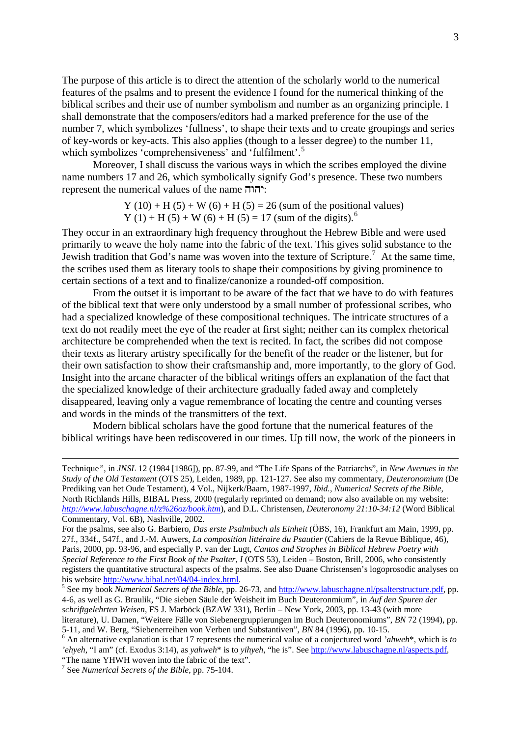The purpose of this article is to direct the attention of the scholarly world to the numerical features of the psalms and to present the evidence I found for the numerical thinking of the biblical scribes and their use of number symbolism and number as an organizing principle. I shall demonstrate that the composers/editors had a marked preference for the use of the number 7, which symbolizes 'fullness', to shape their texts and to create groupings and series of key-words or key-acts. This also applies (though to a lesser degree) to the number 11, which symbolizes 'comprehensiveness' and 'fulfilment'.[5]

Moreover, I shall discuss the various ways in which the scribes employed the divine name numbers 17 and 26, which symbolically signify God's presence. These two numbers represent the numerical values of the name יהוה:

> Y (10) + H (5) + W (6) + H (5) = 26 (sum of the positional values)
> Y (1) + H (5) + W (6) + H (5) = 17 (sum of the digits).[6]

They occur in an extraordinary high frequency throughout the Hebrew Bible and were used primarily to weave the holy name into the fabric of the text. This gives solid substance to the Jewish tradition that God's name was woven into the texture of Scripture.[7] At the same time, the scribes used them as literary tools to shape their compositions by giving prominence to certain sections of a text and to finalize/canonize a rounded-off composition.

From the outset it is important to be aware of the fact that we have to do with features of the biblical text that were only understood by a small number of professional scribes, who had a specialized knowledge of these compositional techniques. The intricate structures of a text do not readily meet the eye of the reader at first sight; neither can its complex rhetorical architecture be comprehended when the text is recited. In fact, the scribes did not compose their texts as literary artistry specifically for the benefit of the reader or the listener, but for their own satisfaction to show their craftsmanship and, more importantly, to the glory of God. Insight into the arcane character of the biblical writings offers an explanation of the fact that the specialized knowledge of their architecture gradually faded away and completely disappeared, leaving only a vague remembrance of locating the centre and counting verses and words in the minds of the transmitters of the text.

Modern biblical scholars have the good fortune that the numerical features of the biblical writings have been rediscovered in our times. Up till now, the work of the pioneers in

---

Technique", in *JNSL* 12 (1984 [1986]), pp. 87-99, and "The Life Spans of the Patriarchs", in *New Avenues in the Study of the Old Testament* (OTS 25), Leiden, 1989, pp. 121-127. See also my commentary, *Deuteronomium* (De Prediking van het Oude Testament), 4 Vol., Nijkerk/Baarn, 1987-1997, *Ibid.*, *Numerical Secrets of the Bible*, North Richlands Hills, BIBAL Press, 2000 (regularly reprinted on demand; now also available on my website: *http://www.labuschagne.nl/z%26oz/book.htm*), and D.L. Christensen, *Deuteronomy 21:10-34:12* (Word Biblical Commentary, Vol. 6B), Nashville, 2002.

For the psalms, see also G. Barbiero, *Das erste Psalmbuch als Einheit* (ÖBS, 16), Frankfurt am Main, 1999, pp. 27f., 334f., 547f., and J.-M. Auwers, *La composition littéraire du Psautier* (Cahiers de la Revue Biblique, 46), Paris, 2000, pp. 93-96, and especially P. van der Lugt, *Cantos and Strophes in Biblical Hebrew Poetry with Special Reference to the First Book of the Psalter, I* (OTS 53), Leiden – Boston, Brill, 2006, who consistently registers the quantitative structural aspects of the psalms. See also Duane Christensen's logoprosodic analyses on his website http://www.bibal.net/04/04-index.html.

[5] See my book *Numerical Secrets of the Bible*, pp. 26-73, and http://www.labuschagne.nl/psalterstructure.pdf, pp. 4-6, as well as G. Braulik, "Die sieben Säule der Weisheit im Buch Deuteronmium", in *Auf den Spuren der schriftgelehrten Weisen*, FS J. Marböck (BZAW 331), Berlin – New York, 2003, pp. 13-43 (with more literature), U. Damen, "Weitere Fälle von Siebenergruppierungen im Buch Deuteronomiums", *BN* 72 (1994), pp. 5-11, and W. Berg, "Siebenerreihen von Verben und Substantiven", *BN* 84 (1996), pp. 10-15.

[6] An alternative explanation is that 17 represents the numerical value of a conjectured word *'ahweh*\*, which is *to 'ehyeh*, "I am" (cf. Exodus 3:14), as *yahweh*\* is to *yihyeh*, "he is". See http://www.labuschagne.nl/aspects.pdf, "The name YHWH woven into the fabric of the text".

[7] See *Numerical Secrets of the Bible*, pp. 75-104.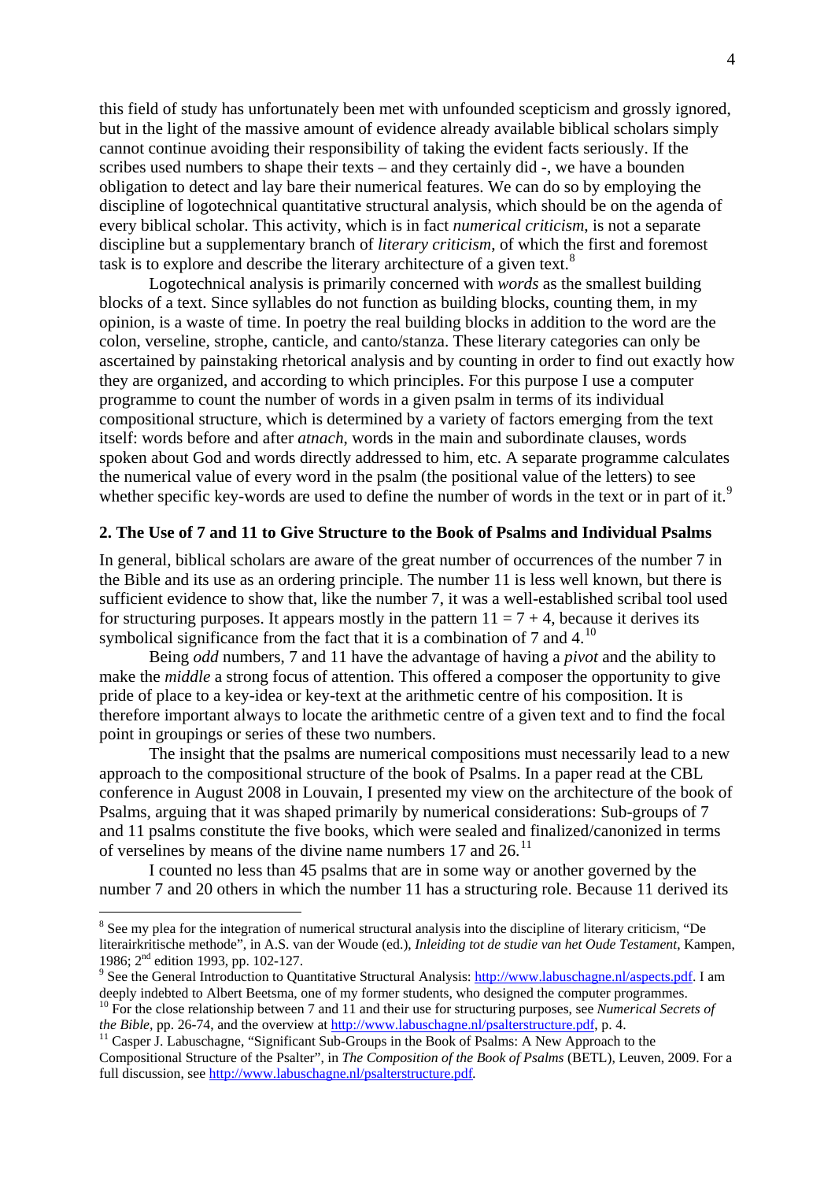this field of study has unfortunately been met with unfounded scepticism and grossly ignored, but in the light of the massive amount of evidence already available biblical scholars simply cannot continue avoiding their responsibility of taking the evident facts seriously. If the scribes used numbers to shape their texts – and they certainly did -, we have a bounden obligation to detect and lay bare their numerical features. We can do so by employing the discipline of logotechnical quantitative structural analysis, which should be on the agenda of every biblical scholar. This activity, which is in fact *numerical criticism*, is not a separate discipline but a supplementary branch of *literary criticism*, of which the first and foremost task is to explore and describe the literary architecture of a given text.[8]

Logotechnical analysis is primarily concerned with *words* as the smallest building blocks of a text. Since syllables do not function as building blocks, counting them, in my opinion, is a waste of time. In poetry the real building blocks in addition to the word are the colon, verseline, strophe, canticle, and canto/stanza. These literary categories can only be ascertained by painstaking rhetorical analysis and by counting in order to find out exactly how they are organized, and according to which principles. For this purpose I use a computer programme to count the number of words in a given psalm in terms of its individual compositional structure, which is determined by a variety of factors emerging from the text itself: words before and after *atnach*, words in the main and subordinate clauses, words spoken about God and words directly addressed to him, etc. A separate programme calculates the numerical value of every word in the psalm (the positional value of the letters) to see whether specific key-words are used to define the number of words in the text or in part of it.[9]

## 2. The Use of 7 and 11 to Give Structure to the Book of Psalms and Individual Psalms

In general, biblical scholars are aware of the great number of occurrences of the number 7 in the Bible and its use as an ordering principle. The number 11 is less well known, but there is sufficient evidence to show that, like the number 7, it was a well-established scribal tool used for structuring purposes. It appears mostly in the pattern 11 = 7 + 4, because it derives its symbolical significance from the fact that it is a combination of 7 and 4.[10]

Being *odd* numbers, 7 and 11 have the advantage of having a *pivot* and the ability to make the *middle* a strong focus of attention. This offered a composer the opportunity to give pride of place to a key-idea or key-text at the arithmetic centre of his composition. It is therefore important always to locate the arithmetic centre of a given text and to find the focal point in groupings or series of these two numbers.

The insight that the psalms are numerical compositions must necessarily lead to a new approach to the compositional structure of the book of Psalms. In a paper read at the CBL conference in August 2008 in Louvain, I presented my view on the architecture of the book of Psalms, arguing that it was shaped primarily by numerical considerations: Sub-groups of 7 and 11 psalms constitute the five books, which were sealed and finalized/canonized in terms of verselines by means of the divine name numbers 17 and 26.[11]

I counted no less than 45 psalms that are in some way or another governed by the number 7 and 20 others in which the number 11 has a structuring role. Because 11 derived its

---

[8] See my plea for the integration of numerical structural analysis into the discipline of literary criticism, "De literairkritische methode", in A.S. van der Woude (ed.), *Inleiding tot de studie van het Oude Testament*, Kampen, 1986; 2nd edition 1993, pp. 102-127.

[9] See the General Introduction to Quantitative Structural Analysis: http://www.labuschagne.nl/aspects.pdf. I am deeply indebted to Albert Beetsma, one of my former students, who designed the computer programmes.

[10] For the close relationship between 7 and 11 and their use for structuring purposes, see *Numerical Secrets of the Bible*, pp. 26-74, and the overview at http://www.labuschagne.nl/psalterstructure.pdf, p. 4.

[11] Casper J. Labuschagne, "Significant Sub-Groups in the Book of Psalms: A New Approach to the Compositional Structure of the Psalter", in *The Composition of the Book of Psalms* (BETL), Leuven, 2009. For a full discussion, see http://www.labuschagne.nl/psalterstructure.pdf.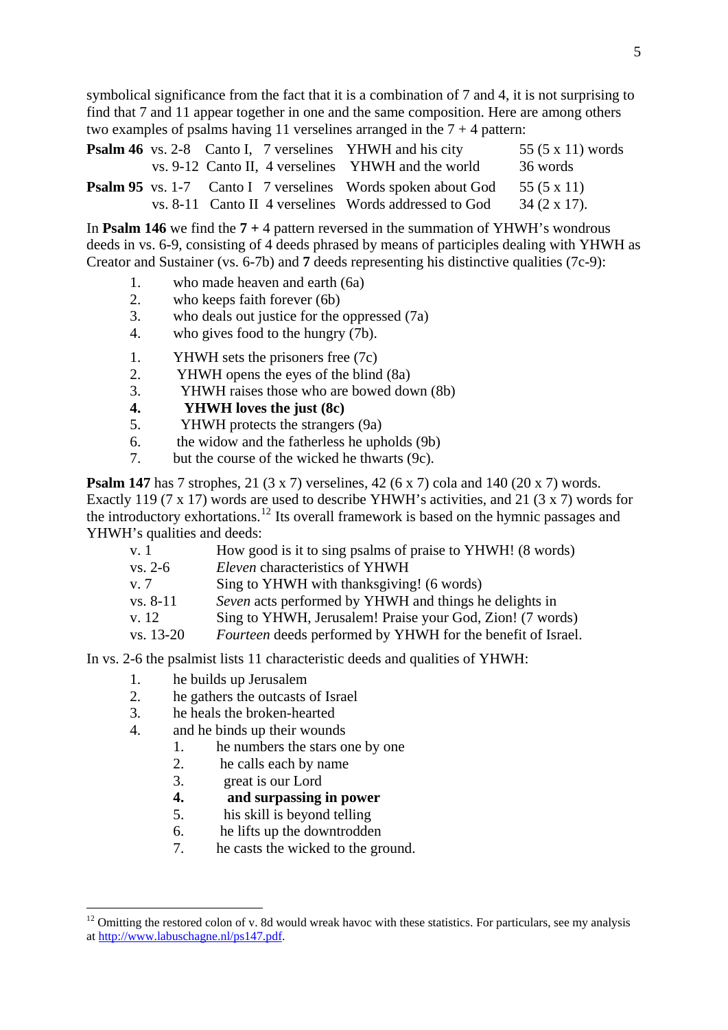symbolical significance from the fact that it is a combination of 7 and 4, it is not surprising to find that 7 and 11 appear together in one and the same composition. Here are among others two examples of psalms having 11 verselines arranged in the 7 + 4 pattern:

| | | | | | |
|---|---|---|---|---|---|
| **Psalm 46** | vs. 2-8 | Canto I, | 7 verselines | YHWH and his city | 55 (5 x 11) words |
| | vs. 9-12 | Canto II, | 4 verselines | YHWH and the world | 36 words |
| **Psalm 95** | vs. 1-7 | Canto I | 7 verselines | Words spoken about God | 55 (5 x 11) |
| | vs. 8-11 | Canto II | 4 verselines | Words addressed to God | 34 (2 x 17). |

In **Psalm 146** we find the **7 +** 4 pattern reversed in the summation of YHWH's wondrous deeds in vs. 6-9, consisting of 4 deeds phrased by means of participles dealing with YHWH as Creator and Sustainer (vs. 6-7b) and **7** deeds representing his distinctive qualities (7c-9):

1. who made heaven and earth (6a)
2. who keeps faith forever (6b)
3. who deals out justice for the oppressed (7a)
4. who gives food to the hungry (7b).

1. YHWH sets the prisoners free (7c)
2. YHWH opens the eyes of the blind (8a)
3. YHWH raises those who are bowed down (8b)
4. **YHWH loves the just (8c)**
5. YHWH protects the strangers (9a)
6. the widow and the fatherless he upholds (9b)
7. but the course of the wicked he thwarts (9c).

**Psalm 147** has 7 strophes, 21 (3 x 7) verselines, 42 (6 x 7) cola and 140 (20 x 7) words. Exactly 119 (7 x 17) words are used to describe YHWH's activities, and 21 (3 x 7) words for the introductory exhortations.[12] Its overall framework is based on the hymnic passages and YHWH's qualities and deeds:

| | |
|---|---|
| v. 1 | How good is it to sing psalms of praise to YHWH! (8 words) |
| vs. 2-6 | *Eleven* characteristics of YHWH |
| v. 7 | Sing to YHWH with thanksgiving! (6 words) |
| vs. 8-11 | *Seven* acts performed by YHWH and things he delights in |
| v. 12 | Sing to YHWH, Jerusalem! Praise your God, Zion! (7 words) |
| vs. 13-20 | *Fourteen* deeds performed by YHWH for the benefit of Israel. |

In vs. 2-6 the psalmist lists 11 characteristic deeds and qualities of YHWH:

1. he builds up Jerusalem
2. he gathers the outcasts of Israel
3. he heals the broken-hearted
4. and he binds up their wounds
    1. he numbers the stars one by one
    2. he calls each by name
    3. great is our Lord
    4. **and surpassing in power**
    5. his skill is beyond telling
    6. he lifts up the downtrodden
    7. he casts the wicked to the ground.

[12] Omitting the restored colon of v. 8d would wreak havoc with these statistics. For particulars, see my analysis at http://www.labuschagne.nl/ps147.pdf.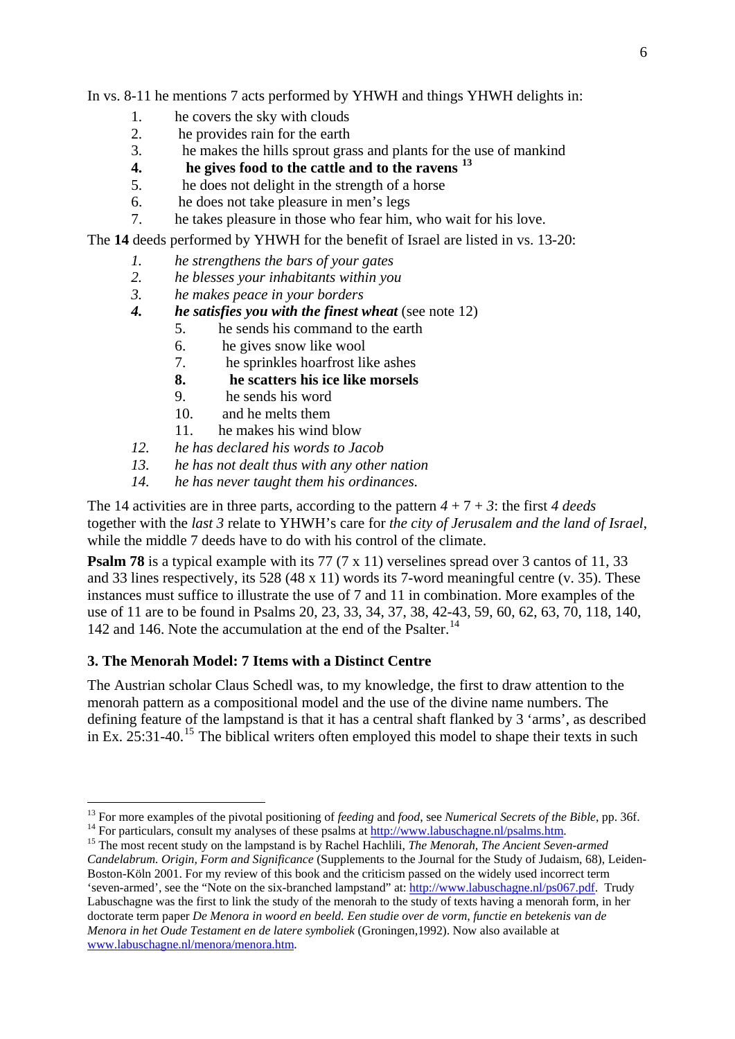In vs. 8-11 he mentions 7 acts performed by YHWH and things YHWH delights in:

1. he covers the sky with clouds
2. he provides rain for the earth
3. he makes the hills sprout grass and plants for the use of mankind
4. **he gives food to the cattle and to the ravens** [13]
5. he does not delight in the strength of a horse
6. he does not take pleasure in men's legs
7. he takes pleasure in those who fear him, who wait for his love.

The **14** deeds performed by YHWH for the benefit of Israel are listed in vs. 13-20:

1. *he strengthens the bars of your gates*
2. *he blesses your inhabitants within you*
3. *he makes peace in your borders*
4. ***he satisfies you with the finest wheat*** (see note 12)
    5. he sends his command to the earth
    6. he gives snow like wool
    7. he sprinkles hoarfrost like ashes
    8. **he scatters his ice like morsels**
    9. he sends his word
    10. and he melts them
    11. he makes his wind blow
12. *he has declared his words to Jacob*
13. *he has not dealt thus with any other nation*
14. *he has never taught them his ordinances.*

The 14 activities are in three parts, according to the pattern *4* + 7 + *3*: the first *4 deeds* together with the *last 3* relate to YHWH's care for *the city of Jerusalem and the land of Israel*, while the middle 7 deeds have to do with his control of the climate.

**Psalm 78** is a typical example with its 77 (7 x 11) verselines spread over 3 cantos of 11, 33 and 33 lines respectively, its 528 (48 x 11) words its 7-word meaningful centre (v. 35). These instances must suffice to illustrate the use of 7 and 11 in combination. More examples of the use of 11 are to be found in Psalms 20, 23, 33, 34, 37, 38, 42-43, 59, 60, 62, 63, 70, 118, 140, 142 and 146. Note the accumulation at the end of the Psalter.[14]

### 3. The Menorah Model: 7 Items with a Distinct Centre

The Austrian scholar Claus Schedl was, to my knowledge, the first to draw attention to the menorah pattern as a compositional model and the use of the divine name numbers. The defining feature of the lampstand is that it has a central shaft flanked by 3 'arms', as described in Ex. 25:31-40.[15] The biblical writers often employed this model to shape their texts in such

---

[13] For more examples of the pivotal positioning of *feeding* and *food*, see *Numerical Secrets of the Bible*, pp. 36f.

[14] For particulars, consult my analyses of these psalms at http://www.labuschagne.nl/psalms.htm.

[15] The most recent study on the lampstand is by Rachel Hachlili, *The Menorah, The Ancient Seven-armed Candelabrum. Origin, Form and Significance* (Supplements to the Journal for the Study of Judaism, 68), Leiden-Boston-Köln 2001. For my review of this book and the criticism passed on the widely used incorrect term 'seven-armed', see the "Note on the six-branched lampstand" at: http://www.labuschagne.nl/ps067.pdf. Trudy Labuschagne was the first to link the study of the menorah to the study of texts having a menorah form, in her doctorate term paper *De Menora in woord en beeld. Een studie over de vorm, functie en betekenis van de Menora in het Oude Testament en de latere symboliek* (Groningen,1992). Now also available at www.labuschagne.nl/menora/menora.htm.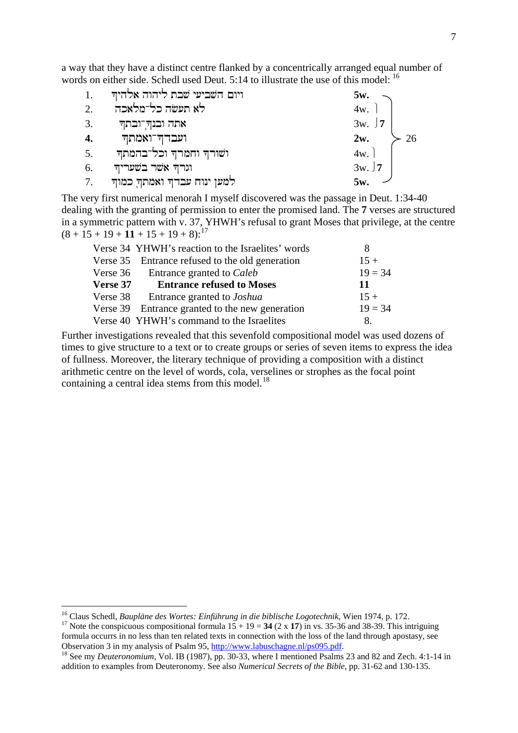a way that they have a distinct centre flanked by a concentrically arranged equal number of words on either side. Schedl used Deut. 5:14 to illustrate the use of this model: [16]

| | | | | |
|---|---|---|---|---|
| 1. | ויום השביעי שבת ליהוה אלהיך | **5w.** | | 26 |
| 2. | לא תעשׂה כל־מלאכה | 4w. | **7** | |
| 3. | אתה ובנך־ובתך | 3w. | | |
| **4.** | ועבדך־ואמתך | **2w.** | | |
| 5. | ושורך וחמרך וכל־בהמתך | 4w. | **7** | |
| 6. | וגרך אשׁר בשׁעריך | 3w. | | |
| 7. | למען ינוח עבדך ואמתך כמוך | **5w.** | | |

The very first numerical menorah I myself discovered was the passage in Deut. 1:34-40 dealing with the granting of permission to enter the promised land. The **7** verses are structured in a symmetric pattern with v. 37, YHWH's refusal to grant Moses that privilege, at the centre (8 + 15 + 19 + **11** + 15 + 19 + 8):[17]

| | | |
|---|---|---|
| Verse 34 | YHWH's reaction to the Israelites' words | 8 |
| Verse 35 | Entrance refused to the old generation | 15 + |
| Verse 36 | Entrance granted to *Caleb* | 19 = 34 |
| **Verse 37** | **Entrance refused to Moses** | **11** |
| Verse 38 | Entrance granted to *Joshua* | 15 + |
| Verse 39 | Entrance granted to the new generation | 19 = 34 |
| Verse 40 | YHWH's command to the Israelites | 8. |

Further investigations revealed that this sevenfold compositional model was used dozens of times to give structure to a text or to create groups or series of seven items to express the idea of fullness. Moreover, the literary technique of providing a composition with a distinct arithmetic centre on the level of words, cola, verselines or strophes as the focal point containing a central idea stems from this model.[18]

---

[16] Claus Schedl, *Baupläne des Wortes: Einführung in die biblische Logotechnik*, Wien 1974, p. 172.

[17] Note the conspicuous compositional formula 15 + 19 = **34** (2 x **17**) in vs. 35-36 and 38-39. This intriguing formula occurrs in no less than ten related texts in connection with the loss of the land through apostasy, see Observation 3 in my analysis of Psalm 95, http://www.labuschagne.nl/ps095.pdf.

[18] See my *Deuteronomium*, Vol. IB (1987), pp. 30-33, where I mentioned Psalms 23 and 82 and Zech. 4:1-14 in addition to examples from Deuteronomy. See also *Numerical Secrets of the Bible*, pp. 31-62 and 130-135.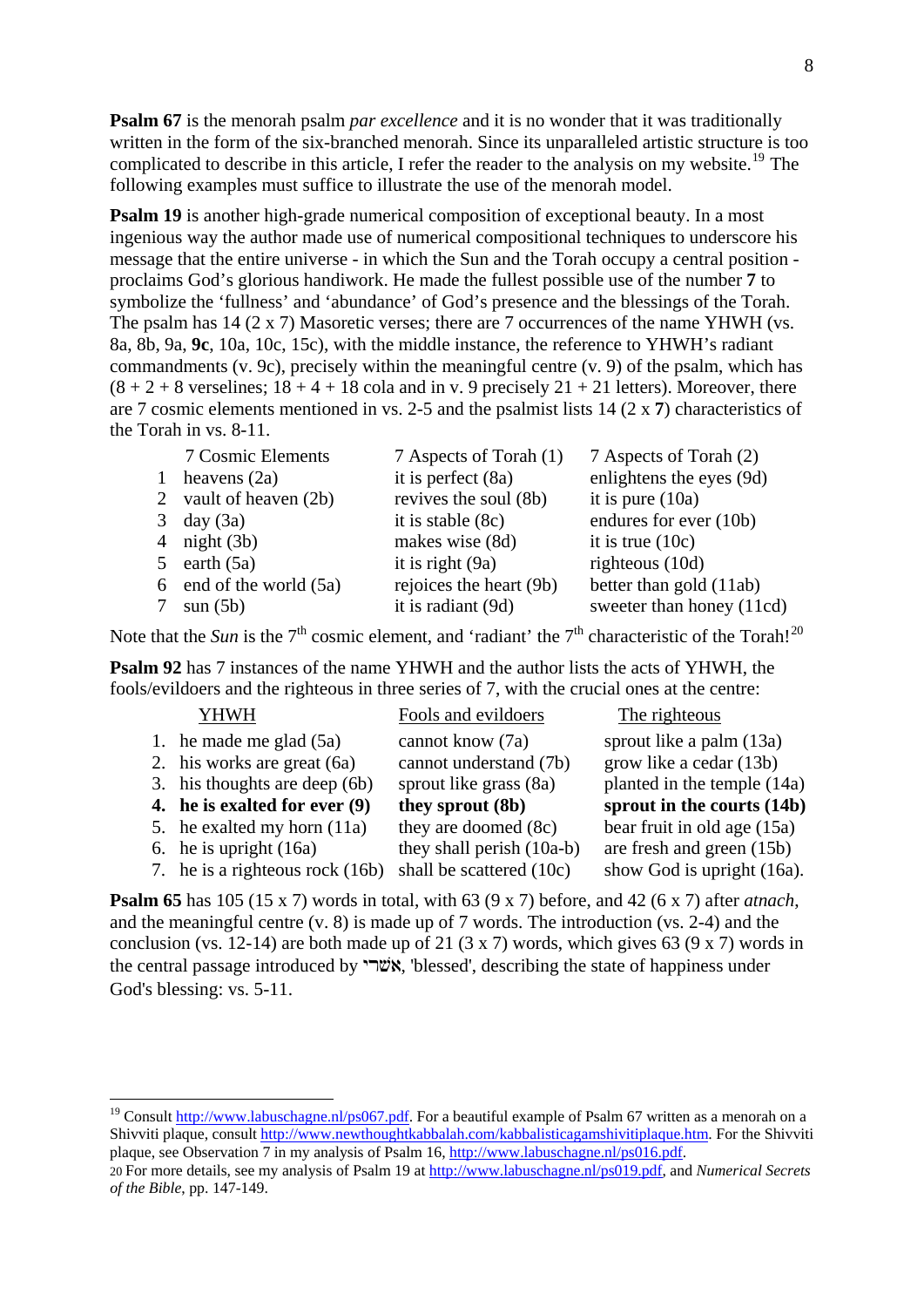**Psalm 67** is the menorah psalm *par excellence* and it is no wonder that it was traditionally written in the form of the six-branched menorah. Since its unparalleled artistic structure is too complicated to describe in this article, I refer the reader to the analysis on my website.[19] The following examples must suffice to illustrate the use of the menorah model.

**Psalm 19** is another high-grade numerical composition of exceptional beauty. In a most ingenious way the author made use of numerical compositional techniques to underscore his message that the entire universe - in which the Sun and the Torah occupy a central position - proclaims God's glorious handiwork. He made the fullest possible use of the number **7** to symbolize the 'fullness' and 'abundance' of God's presence and the blessings of the Torah. The psalm has 14 (2 x 7) Masoretic verses; there are 7 occurrences of the name YHWH (vs. 8a, 8b, 9a, **9c**, 10a, 10c, 15c), with the middle instance, the reference to YHWH's radiant commandments (v. 9c), precisely within the meaningful centre (v. 9) of the psalm, which has (8 + 2 + 8 verselines; 18 + 4 + 18 cola and in v. 9 precisely 21 + 21 letters). Moreover, there are 7 cosmic elements mentioned in vs. 2-5 and the psalmist lists 14 (2 x **7**) characteristics of the Torah in vs. 8-11.

| | 7 Cosmic Elements | 7 Aspects of Torah (1) | 7 Aspects of Torah (2) |
|---|---|---|---|
| 1 | heavens (2a) | it is perfect (8a) | enlightens the eyes (9d) |
| 2 | vault of heaven (2b) | revives the soul (8b) | it is pure (10a) |
| 3 | day (3a) | it is stable (8c) | endures for ever (10b) |
| 4 | night (3b) | makes wise (8d) | it is true (10c) |
| 5 | earth (5a) | it is right (9a) | righteous (10d) |
| 6 | end of the world (5a) | rejoices the heart (9b) | better than gold (11ab) |
| 7 | sun (5b) | it is radiant (9d) | sweeter than honey (11cd) |

Note that the *Sun* is the 7th cosmic element, and 'radiant' the 7th characteristic of the Torah![20]

**Psalm 92** has 7 instances of the name YHWH and the author lists the acts of YHWH, the fools/evildoers and the righteous in three series of 7, with the crucial ones at the centre:

| | YHWH | Fools and evildoers | The righteous |
|---|---|---|---|
| 1. | he made me glad (5a) | cannot know (7a) | sprout like a palm (13a) |
| 2. | his works are great (6a) | cannot understand (7b) | grow like a cedar (13b) |
| 3. | his thoughts are deep (6b) | sprout like grass (8a) | planted in the temple (14a) |
| **4.** | **he is exalted for ever (9)** | **they sprout (8b)** | **sprout in the courts (14b)** |
| 5. | he exalted my horn (11a) | they are doomed (8c) | bear fruit in old age (15a) |
| 6. | he is upright (16a) | they shall perish (10a-b) | are fresh and green (15b) |
| 7. | he is a righteous rock (16b) | shall be scattered (10c) | show God is upright (16a). |

**Psalm 65** has 105 (15 x 7) words in total, with 63 (9 x 7) before, and 42 (6 x 7) after *atnach*, and the meaningful centre (v. 8) is made up of 7 words. The introduction (vs. 2-4) and the conclusion (vs. 12-14) are both made up of 21 (3 x 7) words, which gives 63 (9 x 7) words in the central passage introduced by אשׁרי, 'blessed', describing the state of happiness under God's blessing: vs. 5-11.

---

[19] Consult http://www.labuschagne.nl/ps067.pdf. For a beautiful example of Psalm 67 written as a menorah on a Shivviti plaque, consult http://www.newthoughtkabbalah.com/kabbalisticagamshivitiplaque.htm. For the Shivviti plaque, see Observation 7 in my analysis of Psalm 16, http://www.labuschagne.nl/ps016.pdf.

[20] For more details, see my analysis of Psalm 19 at http://www.labuschagne.nl/ps019.pdf, and *Numerical Secrets of the Bible*, pp. 147-149.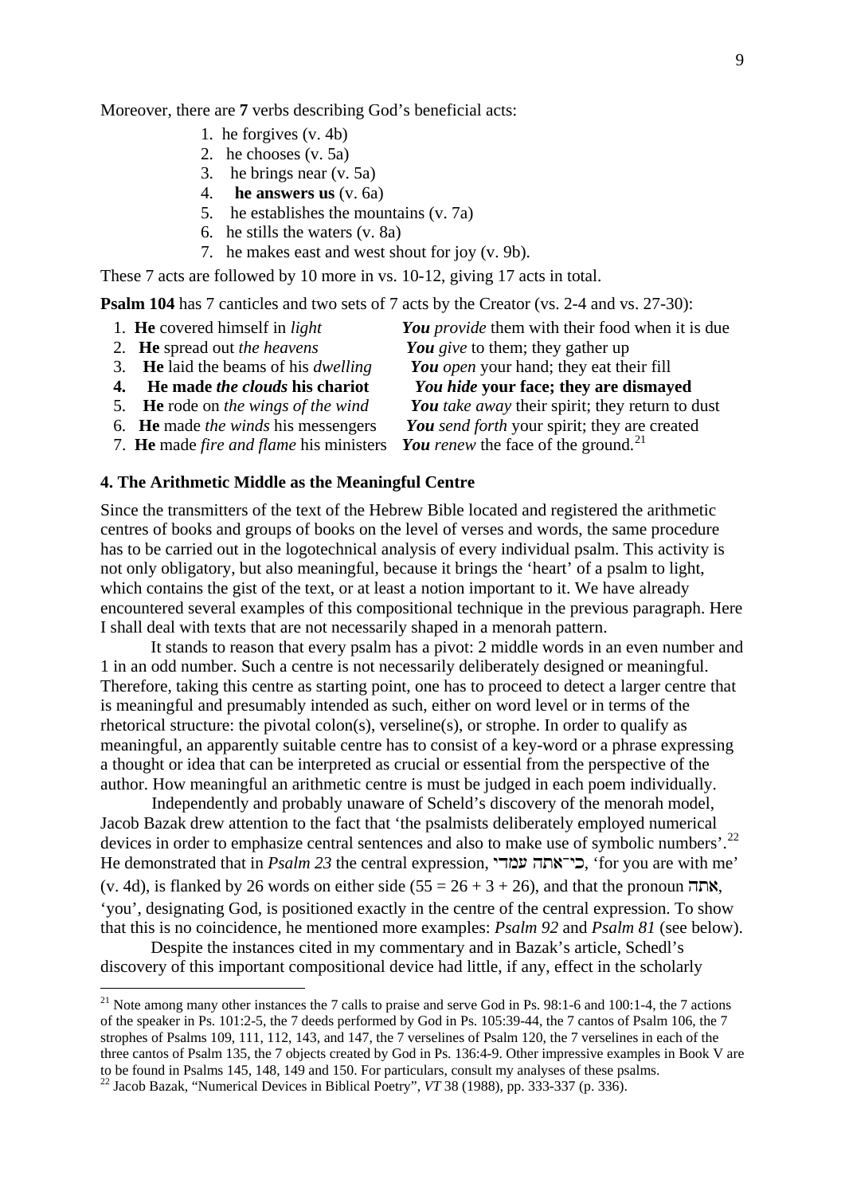Moreover, there are **7** verbs describing God's beneficial acts:

1. he forgives (v. 4b)
2. he chooses (v. 5a)
3. he brings near (v. 5a)
4. **he answers us** (v. 6a)
5. he establishes the mountains (v. 7a)
6. he stills the waters (v. 8a)
7. he makes east and west shout for joy (v. 9b).

These 7 acts are followed by 10 more in vs. 10-12, giving 17 acts in total.

**Psalm 104** has 7 canticles and two sets of 7 acts by the Creator (vs. 2-4 and vs. 27-30):

| | |
|---|---|
| 1. **He** covered himself in *light* | ***You*** *provide* them with their food when it is due |
| 2. **He** spread out *the heavens* | ***You*** *give* to them; they gather up |
| 3. **He** laid the beams of his *dwelling* | ***You*** *open* your hand; they eat their fill |
| **4. He made *the clouds* his chariot** | ***You hide* your face; they are dismayed** |
| 5. **He** rode on *the wings of the wind* | ***You*** *take away* their spirit; they return to dust |
| 6. **He** made *the winds* his messengers | ***You*** *send forth* your spirit; they are created |
| 7. **He** made *fire and flame* his ministers | ***You*** *renew* the face of the ground.[21] |

## 4. The Arithmetic Middle as the Meaningful Centre

Since the transmitters of the text of the Hebrew Bible located and registered the arithmetic centres of books and groups of books on the level of verses and words, the same procedure has to be carried out in the logotechnical analysis of every individual psalm. This activity is not only obligatory, but also meaningful, because it brings the 'heart' of a psalm to light, which contains the gist of the text, or at least a notion important to it. We have already encountered several examples of this compositional technique in the previous paragraph. Here I shall deal with texts that are not necessarily shaped in a menorah pattern.

It stands to reason that every psalm has a pivot: 2 middle words in an even number and 1 in an odd number. Such a centre is not necessarily deliberately designed or meaningful. Therefore, taking this centre as starting point, one has to proceed to detect a larger centre that is meaningful and presumably intended as such, either on word level or in terms of the rhetorical structure: the pivotal colon(s), verseline(s), or strophe. In order to qualify as meaningful, an apparently suitable centre has to consist of a key-word or a phrase expressing a thought or idea that can be interpreted as crucial or essential from the perspective of the author. How meaningful an arithmetic centre is must be judged in each poem individually.

Independently and probably unaware of Scheld's discovery of the menorah model, Jacob Bazak drew attention to the fact that 'the psalmists deliberately employed numerical devices in order to emphasize central sentences and also to make use of symbolic numbers'.[22] He demonstrated that in *Psalm 23* the central expression, כי־אתה עמדי, 'for you are with me' (v. 4d), is flanked by 26 words on either side (55 = 26 + 3 + 26), and that the pronoun אתה, 'you', designating God, is positioned exactly in the centre of the central expression. To show that this is no coincidence, he mentioned more examples: *Psalm 92* and *Psalm 81* (see below).

Despite the instances cited in my commentary and in Bazak's article, Schedl's discovery of this important compositional device had little, if any, effect in the scholarly

[21] Note among many other instances the 7 calls to praise and serve God in Ps. 98:1-6 and 100:1-4, the 7 actions of the speaker in Ps. 101:2-5, the 7 deeds performed by God in Ps. 105:39-44, the 7 cantos of Psalm 106, the 7 strophes of Psalms 109, 111, 112, 143, and 147, the 7 verselines of Psalm 120, the 7 verselines in each of the three cantos of Psalm 135, the 7 objects created by God in Ps. 136:4-9. Other impressive examples in Book V are to be found in Psalms 145, 148, 149 and 150. For particulars, consult my analyses of these psalms.

[22] Jacob Bazak, "Numerical Devices in Biblical Poetry", *VT* 38 (1988), pp. 333-337 (p. 336).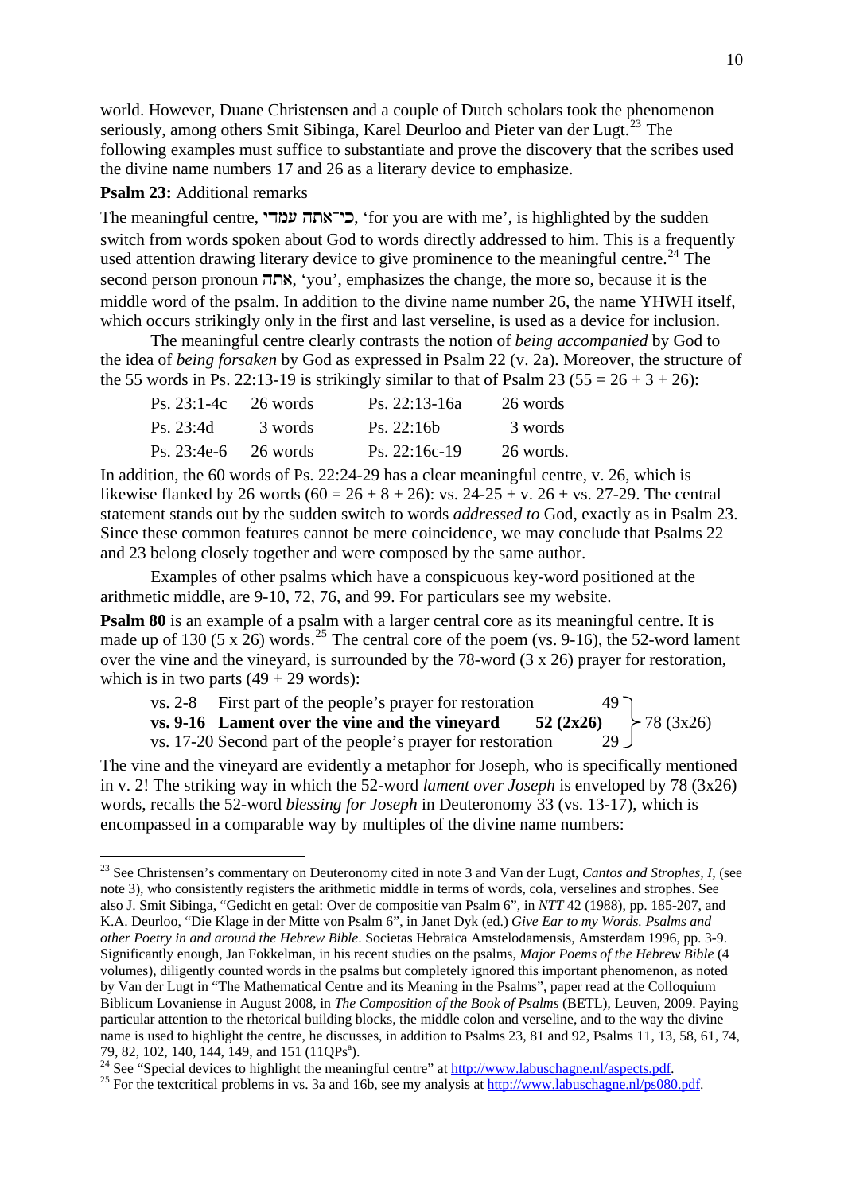world. However, Duane Christensen and a couple of Dutch scholars took the phenomenon seriously, among others Smit Sibinga, Karel Deurloo and Pieter van der Lugt.[23] The following examples must suffice to substantiate and prove the discovery that the scribes used the divine name numbers 17 and 26 as a literary device to emphasize.

**Psalm 23:** Additional remarks

The meaningful centre, כי־אתה עמדי, 'for you are with me', is highlighted by the sudden switch from words spoken about God to words directly addressed to him. This is a frequently used attention drawing literary device to give prominence to the meaningful centre.[24] The second person pronoun אתה, 'you', emphasizes the change, the more so, because it is the middle word of the psalm. In addition to the divine name number 26, the name YHWH itself, which occurs strikingly only in the first and last verseline, is used as a device for inclusion.

The meaningful centre clearly contrasts the notion of *being accompanied* by God to the idea of *being forsaken* by God as expressed in Psalm 22 (v. 2a). Moreover, the structure of the 55 words in Ps. 22:13-19 is strikingly similar to that of Psalm 23 (55 = 26 + 3 + 26):

| | | | |
|---|---|---|---|
| Ps. 23:1-4c | 26 words | Ps. 22:13-16a | 26 words |
| Ps. 23:4d | 3 words | Ps. 22:16b | 3 words |
| Ps. 23:4e-6 | 26 words | Ps. 22:16c-19 | 26 words. |

In addition, the 60 words of Ps. 22:24-29 has a clear meaningful centre, v. 26, which is likewise flanked by 26 words (60 = 26 + 8 + 26): vs. 24-25 + v. 26 + vs. 27-29. The central statement stands out by the sudden switch to words *addressed to* God, exactly as in Psalm 23. Since these common features cannot be mere coincidence, we may conclude that Psalms 22 and 23 belong closely together and were composed by the same author.

Examples of other psalms which have a conspicuous key-word positioned at the arithmetic middle, are 9-10, 72, 76, and 99. For particulars see my website.

**Psalm 80** is an example of a psalm with a larger central core as its meaningful centre. It is made up of 130 (5 x 26) words.[25] The central core of the poem (vs. 9-16), the 52-word lament over the vine and the vineyard, is surrounded by the 78-word (3 x 26) prayer for restoration, which is in two parts (49 + 29 words):

| | | | |
|---|---|---|---|
| vs. 2-8 | First part of the people's prayer for restoration | 49 | 78 (3x26) |
| **vs. 9-16** | **Lament over the vine and the vineyard** | **52 (2x26)** | |
| vs. 17-20 | Second part of the people's prayer for restoration | 29 | |

The vine and the vineyard are evidently a metaphor for Joseph, who is specifically mentioned in v. 2! The striking way in which the 52-word *lament over Joseph* is enveloped by 78 (3x26) words, recalls the 52-word *blessing for Joseph* in Deuteronomy 33 (vs. 13-17), which is encompassed in a comparable way by multiples of the divine name numbers:

---

[23] See Christensen's commentary on Deuteronomy cited in note 3 and Van der Lugt, *Cantos and Strophes, I,* (see note 3), who consistently registers the arithmetic middle in terms of words, cola, verselines and strophes. See also J. Smit Sibinga, "Gedicht en getal: Over de compositie van Psalm 6", in *NTT* 42 (1988), pp. 185-207, and K.A. Deurloo, "Die Klage in der Mitte von Psalm 6", in Janet Dyk (ed.) *Give Ear to my Words. Psalms and other Poetry in and around the Hebrew Bible*. Societas Hebraica Amstelodamensis, Amsterdam 1996, pp. 3-9. Significantly enough, Jan Fokkelman, in his recent studies on the psalms, *Major Poems of the Hebrew Bible* (4 volumes), diligently counted words in the psalms but completely ignored this important phenomenon, as noted by Van der Lugt in "The Mathematical Centre and its Meaning in the Psalms", paper read at the Colloquium Biblicum Lovaniense in August 2008, in *The Composition of the Book of Psalms* (BETL), Leuven, 2009. Paying particular attention to the rhetorical building blocks, the middle colon and verseline, and to the way the divine name is used to highlight the centre, he discusses, in addition to Psalms 23, 81 and 92, Psalms 11, 13, 58, 61, 74, 79, 82, 102, 140, 144, 149, and 151 (11QPs[a]).

[24] See "Special devices to highlight the meaningful centre" at http://www.labuschagne.nl/aspects.pdf.

[25] For the textcritical problems in vs. 3a and 16b, see my analysis at http://www.labuschagne.nl/ps080.pdf.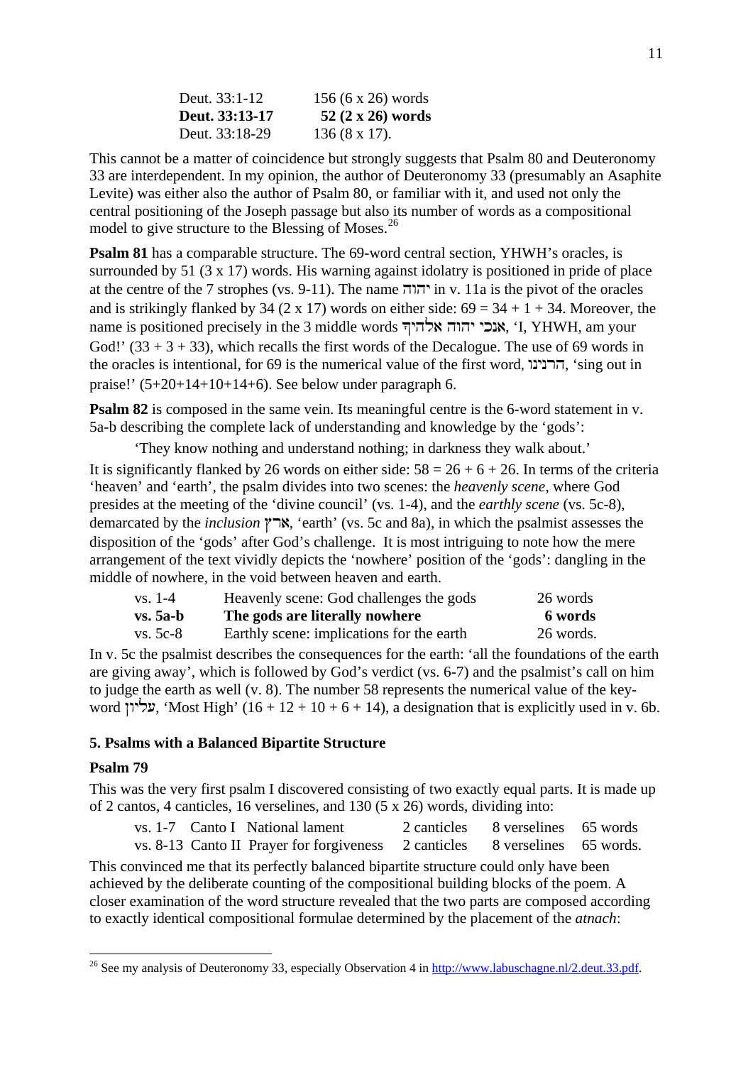| | |
|---|---|
| Deut. 33:1-12 | 156 (6 x 26) words |
| **Deut. 33:13-17** | **52 (2 x 26) words** |
| Deut. 33:18-29 | 136 (8 x 17). |

This cannot be a matter of coincidence but strongly suggests that Psalm 80 and Deuteronomy 33 are interdependent. In my opinion, the author of Deuteronomy 33 (presumably an Asaphite Levite) was either also the author of Psalm 80, or familiar with it, and used not only the central positioning of the Joseph passage but also its number of words as a compositional model to give structure to the Blessing of Moses.[26]

**Psalm 81** has a comparable structure. The 69-word central section, YHWH's oracles, is surrounded by 51 (3 x 17) words. His warning against idolatry is positioned in pride of place at the centre of the 7 strophes (vs. 9-11). The name יהוה in v. 11a is the pivot of the oracles and is strikingly flanked by 34 (2 x 17) words on either side: 69 = 34 + 1 + 34. Moreover, the name is positioned precisely in the 3 middle words אנכי יהוה אלהיך, 'I, YHWH, am your God!' (33 + 3 + 33), which recalls the first words of the Decalogue. The use of 69 words in the oracles is intentional, for 69 is the numerical value of the first word, הרנינו, 'sing out in praise!' (5+20+14+10+14+6). See below under paragraph 6.

**Psalm 82** is composed in the same vein. Its meaningful centre is the 6-word statement in v. 5a-b describing the complete lack of understanding and knowledge by the 'gods':

> 'They know nothing and understand nothing; in darkness they walk about.'

It is significantly flanked by 26 words on either side: 58 = 26 + 6 + 26. In terms of the criteria 'heaven' and 'earth', the psalm divides into two scenes: the *heavenly scene*, where God presides at the meeting of the 'divine council' (vs. 1-4), and the *earthly scene* (vs. 5c-8), demarcated by the *inclusion* ארץ, 'earth' (vs. 5c and 8a), in which the psalmist assesses the disposition of the 'gods' after God's challenge. It is most intriguing to note how the mere arrangement of the text vividly depicts the 'nowhere' position of the 'gods': dangling in the middle of nowhere, in the void between heaven and earth.

| | | |
|---|---|---|
| vs. 1-4 | Heavenly scene: God challenges the gods | 26 words |
| **vs. 5a-b** | **The gods are literally nowhere** | **6 words** |
| vs. 5c-8 | Earthly scene: implications for the earth | 26 words. |

In v. 5c the psalmist describes the consequences for the earth: 'all the foundations of the earth are giving away', which is followed by God's verdict (vs. 6-7) and the psalmist's call on him to judge the earth as well (v. 8). The number 58 represents the numerical value of the key-word עליון, 'Most High' (16 + 12 + 10 + 6 + 14), a designation that is explicitly used in v. 6b.

## 5. Psalms with a Balanced Bipartite Structure

### Psalm 79

This was the very first psalm I discovered consisting of two exactly equal parts. It is made up of 2 cantos, 4 canticles, 16 verselines, and 130 (5 x 26) words, dividing into:

| | | | | | |
|---|---|---|---|---|---|
| vs. 1-7 | Canto I | National lament | 2 canticles | 8 verselines | 65 words |
| vs. 8-13 | Canto II | Prayer for forgiveness | 2 canticles | 8 verselines | 65 words. |

This convinced me that its perfectly balanced bipartite structure could only have been achieved by the deliberate counting of the compositional building blocks of the poem. A closer examination of the word structure revealed that the two parts are composed according to exactly identical compositional formulae determined by the placement of the *atnach*:

[26] See my analysis of Deuteronomy 33, especially Observation 4 in http://www.labuschagne.nl/2.deut.33.pdf.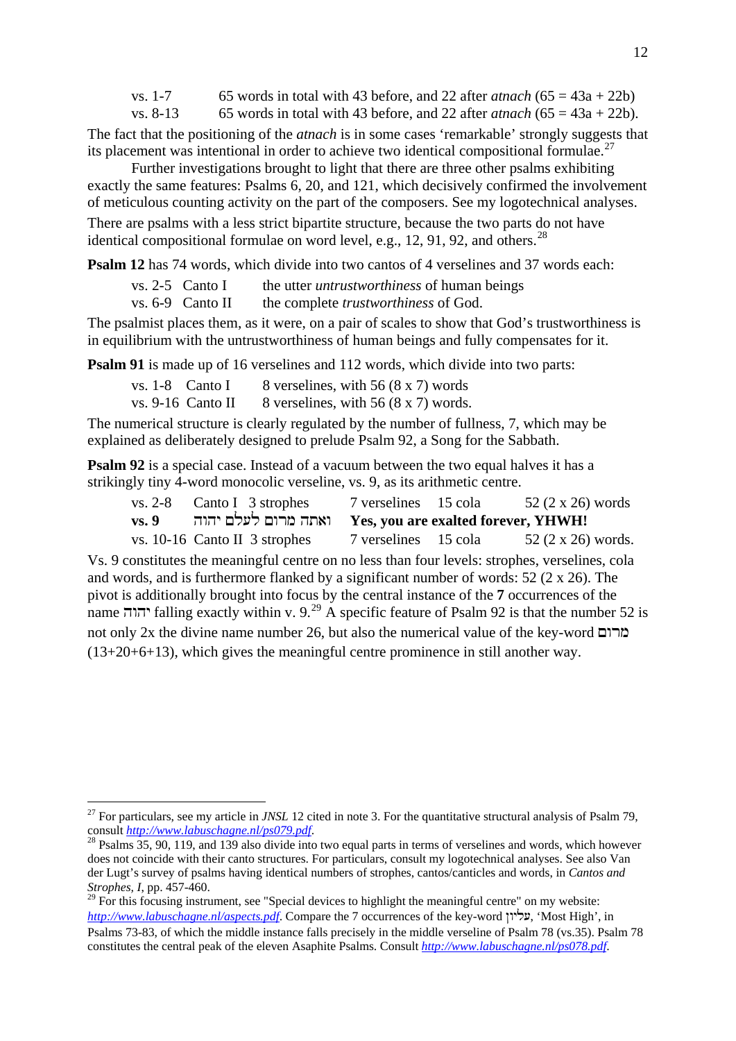vs. 1-7 65 words in total with 43 before, and 22 after *atnach* (65 = 43a + 22b)
vs. 8-13 65 words in total with 43 before, and 22 after *atnach* (65 = 43a + 22b).

The fact that the positioning of the *atnach* is in some cases 'remarkable' strongly suggests that its placement was intentional in order to achieve two identical compositional formulae.[27]

Further investigations brought to light that there are three other psalms exhibiting exactly the same features: Psalms 6, 20, and 121, which decisively confirmed the involvement of meticulous counting activity on the part of the composers. See my logotechnical analyses.

There are psalms with a less strict bipartite structure, because the two parts do not have identical compositional formulae on word level, e.g., 12, 91, 92, and others.[28]

**Psalm 12** has 74 words, which divide into two cantos of 4 verselines and 37 words each:

| | | |
|---|---|---|
| vs. 2-5 | Canto I | the utter *untrustworthiness* of human beings |
| vs. 6-9 | Canto II | the complete *trustworthiness* of God. |

The psalmist places them, as it were, on a pair of scales to show that God's trustworthiness is in equilibrium with the untrustworthiness of human beings and fully compensates for it.

**Psalm 91** is made up of 16 verselines and 112 words, which divide into two parts:

| | | |
|---|---|---|
| vs. 1-8 | Canto I | 8 verselines, with 56 (8 x 7) words |
| vs. 9-16 | Canto II | 8 verselines, with 56 (8 x 7) words. |

The numerical structure is clearly regulated by the number of fullness, 7, which may be explained as deliberately designed to prelude Psalm 92, a Song for the Sabbath.

**Psalm 92** is a special case. Instead of a vacuum between the two equal halves it has a strikingly tiny 4-word monocolic verseline, vs. 9, as its arithmetic centre.

| | | | | |
|---|---|---|---|---|
| vs. 2-8 | Canto I 3 strophes | 7 verselines | 15 cola | 52 (2 x 26) words |
| **vs. 9** | **ואתה מרום לעלם יהוה** | **Yes, you are exalted forever, YHWH!** | | |
| vs. 10-16 | Canto II 3 strophes | 7 verselines | 15 cola | 52 (2 x 26) words. |

Vs. 9 constitutes the meaningful centre on no less than four levels: strophes, verselines, cola and words, and is furthermore flanked by a significant number of words: 52 (2 x 26). The pivot is additionally brought into focus by the central instance of the **7** occurrences of the name יהוה falling exactly within v. 9.[29] A specific feature of Psalm 92 is that the number 52 is not only 2x the divine name number 26, but also the numerical value of the key-word מרום (13+20+6+13), which gives the meaningful centre prominence in still another way.

---

[27] For particulars, see my article in *JNSL* 12 cited in note 3. For the quantitative structural analysis of Psalm 79, consult *http://www.labuschagne.nl/ps079.pdf*.

[28] Psalms 35, 90, 119, and 139 also divide into two equal parts in terms of verselines and words, which however does not coincide with their canto structures. For particulars, consult my logotechnical analyses. See also Van der Lugt's survey of psalms having identical numbers of strophes, cantos/canticles and words, in *Cantos and Strophes, I*, pp. 457-460.

[29] For this focusing instrument, see "Special devices to highlight the meaningful centre" on my website: *http://www.labuschagne.nl/aspects.pdf*. Compare the 7 occurrences of the key-word עליון, 'Most High', in Psalms 73-83, of which the middle instance falls precisely in the middle verseline of Psalm 78 (vs.35). Psalm 78 constitutes the central peak of the eleven Asaphite Psalms. Consult *http://www.labuschagne.nl/ps078.pdf*.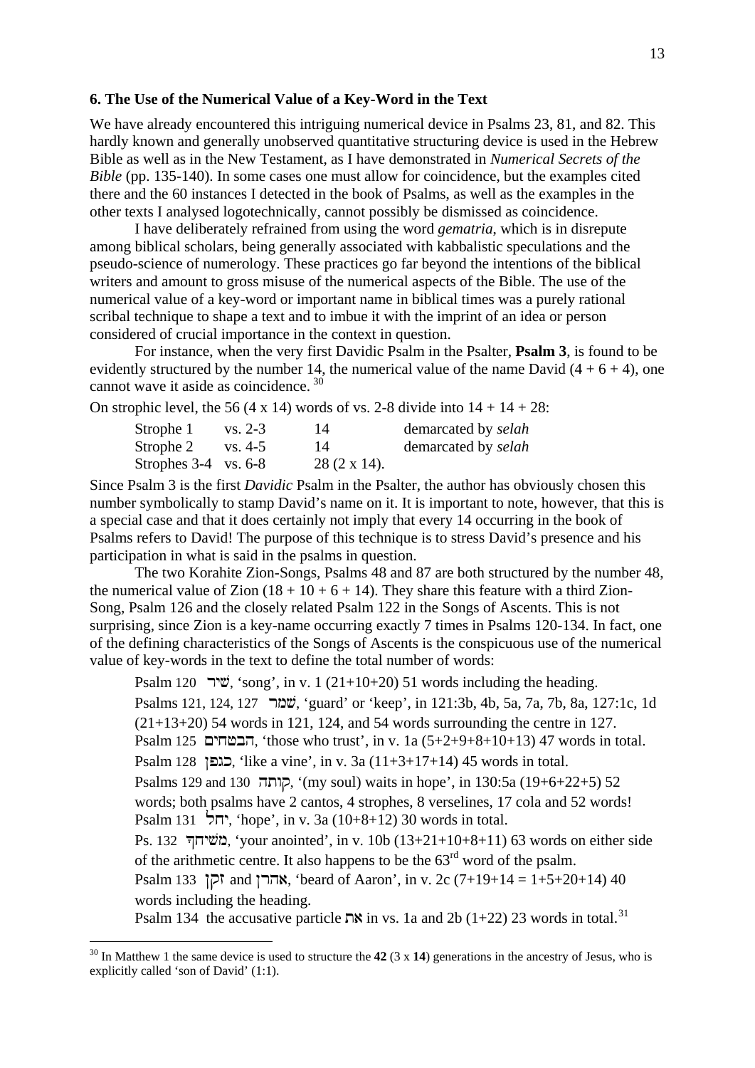### 6. The Use of the Numerical Value of a Key-Word in the Text

We have already encountered this intriguing numerical device in Psalms 23, 81, and 82. This hardly known and generally unobserved quantitative structuring device is used in the Hebrew Bible as well as in the New Testament, as I have demonstrated in *Numerical Secrets of the Bible* (pp. 135-140). In some cases one must allow for coincidence, but the examples cited there and the 60 instances I detected in the book of Psalms, as well as the examples in the other texts I analysed logotechnically, cannot possibly be dismissed as coincidence.

I have deliberately refrained from using the word *gematria*, which is in disrepute among biblical scholars, being generally associated with kabbalistic speculations and the pseudo-science of numerology. These practices go far beyond the intentions of the biblical writers and amount to gross misuse of the numerical aspects of the Bible. The use of the numerical value of a key-word or important name in biblical times was a purely rational scribal technique to shape a text and to imbue it with the imprint of an idea or person considered of crucial importance in the context in question.

For instance, when the very first Davidic Psalm in the Psalter, **Psalm 3**, is found to be evidently structured by the number 14, the numerical value of the name David (4 + 6 + 4), one cannot wave it aside as coincidence.[30]

On strophic level, the 56 (4 x 14) words of vs. 2-8 divide into 14 + 14 + 28:

| | | | |
|---|---|---|---|
| Strophe 1 | vs. 2-3 | 14 | demarcated by *selah* |
| Strophe 2 | vs. 4-5 | 14 | demarcated by *selah* |
| Strophes 3-4 | vs. 6-8 | 28 (2 x 14). | |

Since Psalm 3 is the first *Davidic* Psalm in the Psalter, the author has obviously chosen this number symbolically to stamp David's name on it. It is important to note, however, that this is a special case and that it does certainly not imply that every 14 occurring in the book of Psalms refers to David! The purpose of this technique is to stress David's presence and his participation in what is said in the psalms in question.

The two Korahite Zion-Songs, Psalms 48 and 87 are both structured by the number 48, the numerical value of Zion (18 + 10 + 6 + 14). They share this feature with a third Zion-Song, Psalm 126 and the closely related Psalm 122 in the Songs of Ascents. This is not surprising, since Zion is a key-name occurring exactly 7 times in Psalms 120-134. In fact, one of the defining characteristics of the Songs of Ascents is the conspicuous use of the numerical value of key-words in the text to define the total number of words:

Psalm 120 שִׁיר, 'song', in v. 1 (21+10+20) 51 words including the heading.
Psalms 121, 124, 127 שׁמר, 'guard' or 'keep', in 121:3b, 4b, 5a, 7a, 7b, 8a, 127:1c, 1d (21+13+20) 54 words in 121, 124, and 54 words surrounding the centre in 127.
Psalm 125 הבטחים, 'those who trust', in v. 1a (5+2+9+8+10+13) 47 words in total.
Psalm 128 כגפן, 'like a vine', in v. 3a (11+3+17+14) 45 words in total.
Psalms 129 and 130 קותה, '(my soul) waits in hope', in 130:5a (19+6+22+5) 52 words; both psalms have 2 cantos, 4 strophes, 8 verselines, 17 cola and 52 words!
Psalm 131 יחל, 'hope', in v. 3a (10+8+12) 30 words in total.
Ps. 132 מְשִׁיחֶךָ, 'your anointed', in v. 10b (13+21+10+8+11) 63 words on either side of the arithmetic centre. It also happens to be the 63rd word of the psalm.
Psalm 133 זקן and אהרן, 'beard of Aaron', in v. 2c (7+19+14 = 1+5+20+14) 40 words including the heading.
Psalm 134 the accusative particle את in vs. 1a and 2b (1+22) 23 words in total.[31]

---

[30] In Matthew 1 the same device is used to structure the **42** (3 x **14**) generations in the ancestry of Jesus, who is explicitly called 'son of David' (1:1).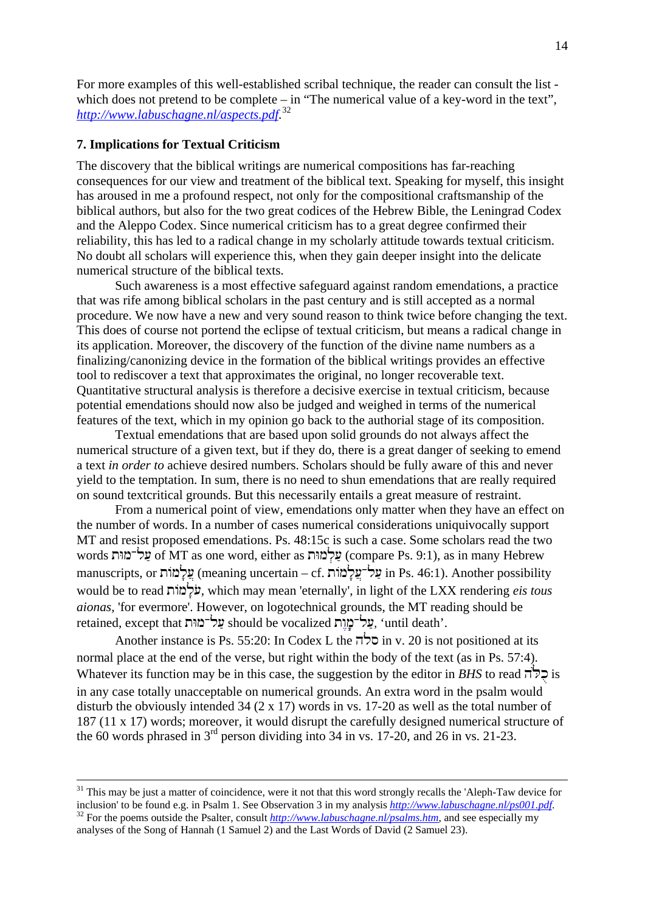For more examples of this well-established scribal technique, the reader can consult the list - which does not pretend to be complete – in "The numerical value of a key-word in the text", *http://www.labuschagne.nl/aspects.pdf*.[32]

**7. Implications for Textual Criticism**

The discovery that the biblical writings are numerical compositions has far-reaching consequences for our view and treatment of the biblical text. Speaking for myself, this insight has aroused in me a profound respect, not only for the compositional craftsmanship of the biblical authors, but also for the two great codices of the Hebrew Bible, the Leningrad Codex and the Aleppo Codex. Since numerical criticism has to a great degree confirmed their reliability, this has led to a radical change in my scholarly attitude towards textual criticism. No doubt all scholars will experience this, when they gain deeper insight into the delicate numerical structure of the biblical texts.

Such awareness is a most effective safeguard against random emendations, a practice that was rife among biblical scholars in the past century and is still accepted as a normal procedure. We now have a new and very sound reason to think twice before changing the text. This does of course not portend the eclipse of textual criticism, but means a radical change in its application. Moreover, the discovery of the function of the divine name numbers as a finalizing/canonizing device in the formation of the biblical writings provides an effective tool to rediscover a text that approximates the original, no longer recoverable text. Quantitative structural analysis is therefore a decisive exercise in textual criticism, because potential emendations should now also be judged and weighed in terms of the numerical features of the text, which in my opinion go back to the authorial stage of its composition.

Textual emendations that are based upon solid grounds do not always affect the numerical structure of a given text, but if they do, there is a great danger of seeking to emend a text *in order to* achieve desired numbers. Scholars should be fully aware of this and never yield to the temptation. In sum, there is no need to shun emendations that are really required on sound textcritical grounds. But this necessarily entails a great measure of restraint.

From a numerical point of view, emendations only matter when they have an effect on the number of words. In a number of cases numerical considerations uniquivocally support MT and resist proposed emendations. Ps. 48:15c is such a case. Some scholars read the two words עַל־מוּת of MT as one word, either as עַלְמוּת (compare Ps. 9:1), as in many Hebrew manuscripts, or עֲלָמוֹת (meaning uncertain – cf. עַל־עֲלָמוֹת in Ps. 46:1). Another possibility would be to read עֹלָמוֹת, which may mean 'eternally', in light of the LXX rendering *eis tous aionas*, 'for evermore'. However, on logotechnical grounds, the MT reading should be retained, except that עַל־מוּת should be vocalized עַל־מָוֶת, 'until death'.

Another instance is Ps. 55:20: In Codex L the סלה in v. 20 is not positioned at its normal place at the end of the verse, but right within the body of the text (as in Ps. 57:4). Whatever its function may be in this case, the suggestion by the editor in *BHS* to read כֻּלֹּה is in any case totally unacceptable on numerical grounds. An extra word in the psalm would disturb the obviously intended 34 (2 x 17) words in vs. 17-20 as well as the total number of 187 (11 x 17) words; moreover, it would disrupt the carefully designed numerical structure of the 60 words phrased in 3rd person dividing into 34 in vs. 17-20, and 26 in vs. 21-23.

---

[31] This may be just a matter of coincidence, were it not that this word strongly recalls the 'Aleph-Taw device for inclusion' to be found e.g. in Psalm 1. See Observation 3 in my analysis *http://www.labuschagne.nl/ps001.pdf*.

[32] For the poems outside the Psalter, consult *http://www.labuschagne.nl/psalms.htm*, and see especially my analyses of the Song of Hannah (1 Samuel 2) and the Last Words of David (2 Samuel 23).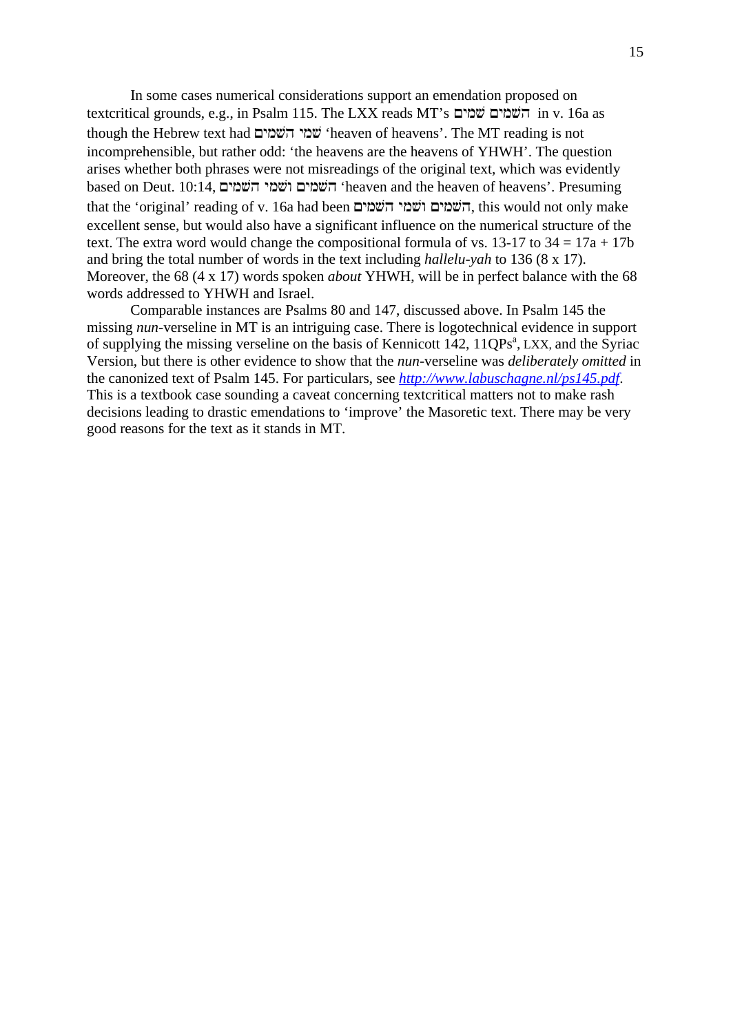In some cases numerical considerations support an emendation proposed on textcritical grounds, e.g., in Psalm 115. The LXX reads MT's השמים שמים in v. 16a as though the Hebrew text had שמי השמים 'heaven of heavens'. The MT reading is not incomprehensible, but rather odd: 'the heavens are the heavens of YHWH'. The question arises whether both phrases were not misreadings of the original text, which was evidently based on Deut. 10:14, השמים ושמי השמים 'heaven and the heaven of heavens'. Presuming that the 'original' reading of v. 16a had been השמים ושמי השמים, this would not only make excellent sense, but would also have a significant influence on the numerical structure of the text. The extra word would change the compositional formula of vs. 13-17 to 34 = 17a + 17b and bring the total number of words in the text including *hallelu-yah* to 136 (8 x 17). Moreover, the 68 (4 x 17) words spoken *about* YHWH, will be in perfect balance with the 68 words addressed to YHWH and Israel.

Comparable instances are Psalms 80 and 147, discussed above. In Psalm 145 the missing *nun*-verseline in MT is an intriguing case. There is logotechnical evidence in support of supplying the missing verseline on the basis of Kennicott 142, 11QPs[a], LXX, and the Syriac Version, but there is other evidence to show that the *nun*-verseline was *deliberately omitted* in the canonized text of Psalm 145. For particulars, see *http://www.labuschagne.nl/ps145.pdf*. This is a textbook case sounding a caveat concerning textcritical matters not to make rash decisions leading to drastic emendations to 'improve' the Masoretic text. There may be very good reasons for the text as it stands in MT.